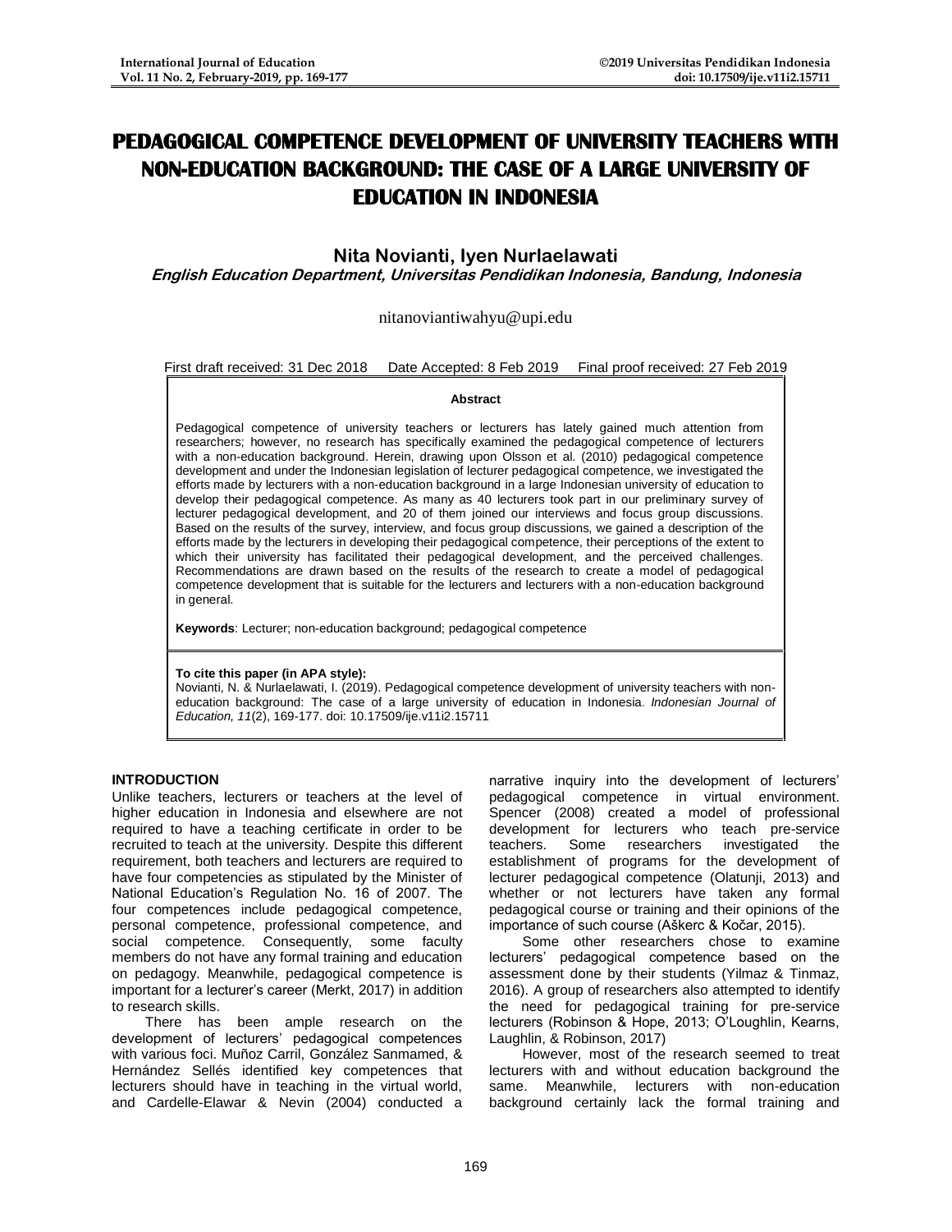# PEDAGOGICAL COMPETENCE DEVELOPMENT OF UNIVERSITY TEACHERS WITH NON-EDUCATION BACKGROUND: THE CASE OF A LARGE UNIVERSITY OF EDUCATION IN INDONESIA

**Nita Novianti, Iyen Nurlaelawati**

***English Education Department, Universitas Pendidikan Indonesia, Bandung, Indonesia***

nitanoviantiwahyu@upi.edu

First draft received: 31 Dec 2018 Date Accepted: 8 Feb 2019 Final proof received: 27 Feb 2019

**Abstract**

Pedagogical competence of university teachers or lecturers has lately gained much attention from researchers; however, no research has specifically examined the pedagogical competence of lecturers with a non-education background. Herein, drawing upon Olsson et al. (2010) pedagogical competence development and under the Indonesian legislation of lecturer pedagogical competence, we investigated the efforts made by lecturers with a non-education background in a large Indonesian university of education to develop their pedagogical competence. As many as 40 lecturers took part in our preliminary survey of lecturer pedagogical development, and 20 of them joined our interviews and focus group discussions. Based on the results of the survey, interview, and focus group discussions, we gained a description of the efforts made by the lecturers in developing their pedagogical competence, their perceptions of the extent to which their university has facilitated their pedagogical development, and the perceived challenges. Recommendations are drawn based on the results of the research to create a model of pedagogical competence development that is suitable for the lecturers and lecturers with a non-education background in general.

**Keywords**: Lecturer; non-education background; pedagogical competence

**To cite this paper (in APA style):**
Novianti, N. & Nurlaelawati, I. (2019). Pedagogical competence development of university teachers with non-education background: The case of a large university of education in Indonesia. *Indonesian Journal of Education, 11*(2), 169-177. doi: 10.17509/ije.v11i2.15711

## INTRODUCTION

Unlike teachers, lecturers or teachers at the level of higher education in Indonesia and elsewhere are not required to have a teaching certificate in order to be recruited to teach at the university. Despite this different requirement, both teachers and lecturers are required to have four competencies as stipulated by the Minister of National Education's Regulation No. 16 of 2007. The four competences include pedagogical competence, personal competence, professional competence, and social competence. Consequently, some faculty members do not have any formal training and education on pedagogy. Meanwhile, pedagogical competence is important for a lecturer's career (Merkt, 2017) in addition to research skills.

There has been ample research on the development of lecturers' pedagogical competences with various foci. Muñoz Carril, González Sanmamed, & Hernández Sellés identified key competences that lecturers should have in teaching in the virtual world, and Cardelle-Elawar & Nevin (2004) conducted a narrative inquiry into the development of lecturers' pedagogical competence in virtual environment. Spencer (2008) created a model of professional development for lecturers who teach pre-service teachers. Some researchers investigated the establishment of programs for the development of lecturer pedagogical competence (Olatunji, 2013) and whether or not lecturers have taken any formal pedagogical course or training and their opinions of the importance of such course (Aškerc & Kočar, 2015).

Some other researchers chose to examine lecturers' pedagogical competence based on the assessment done by their students (Yilmaz & Tinmaz, 2016). A group of researchers also attempted to identify the need for pedagogical training for pre-service lecturers (Robinson & Hope, 2013; O'Loughlin, Kearns, Laughlin, & Robinson, 2017)

However, most of the research seemed to treat lecturers with and without education background the same. Meanwhile, lecturers with non-education background certainly lack the formal training and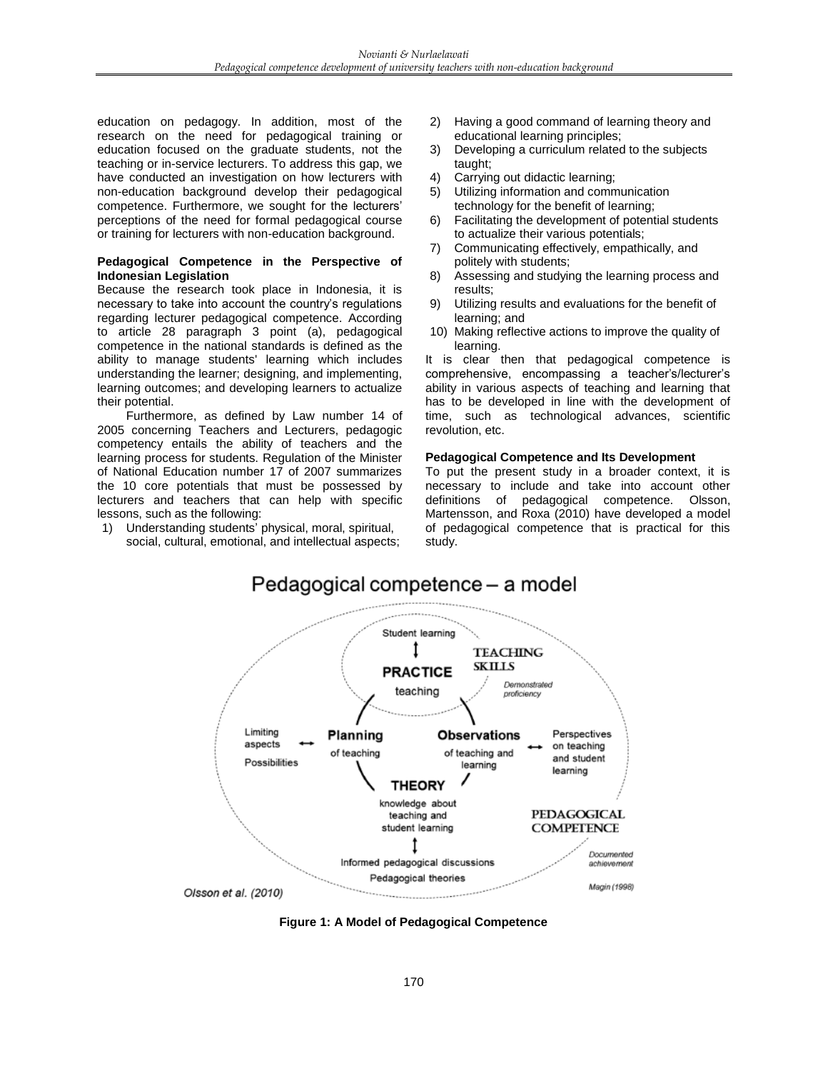education on pedagogy. In addition, most of the research on the need for pedagogical training or education focused on the graduate students, not the teaching or in-service lecturers. To address this gap, we have conducted an investigation on how lecturers with non-education background develop their pedagogical competence. Furthermore, we sought for the lecturers' perceptions of the need for formal pedagogical course or training for lecturers with non-education background.

**Pedagogical Competence in the Perspective of Indonesian Legislation**

Because the research took place in Indonesia, it is necessary to take into account the country's regulations regarding lecturer pedagogical competence. According to article 28 paragraph 3 point (a), pedagogical competence in the national standards is defined as the ability to manage students' learning which includes understanding the learner; designing, and implementing, learning outcomes; and developing learners to actualize their potential.

Furthermore, as defined by Law number 14 of 2005 concerning Teachers and Lecturers, pedagogic competency entails the ability of teachers and the learning process for students. Regulation of the Minister of National Education number 17 of 2007 summarizes the 10 core potentials that must be possessed by lecturers and teachers that can help with specific lessons, such as the following:

1) Understanding students' physical, moral, spiritual, social, cultural, emotional, and intellectual aspects;
2) Having a good command of learning theory and educational learning principles;
3) Developing a curriculum related to the subjects taught;
4) Carrying out didactic learning;
5) Utilizing information and communication technology for the benefit of learning;
6) Facilitating the development of potential students to actualize their various potentials;
7) Communicating effectively, empathically, and politely with students;
8) Assessing and studying the learning process and results;
9) Utilizing results and evaluations for the benefit of learning; and
10) Making reflective actions to improve the quality of learning.

It is clear then that pedagogical competence is comprehensive, encompassing a teacher's/lecturer's ability in various aspects of teaching and learning that has to be developed in line with the development of time, such as technological advances, scientific revolution, etc.

**Pedagogical Competence and Its Development**

To put the present study in a broader context, it is necessary to include and take into account other definitions of pedagogical competence. Olsson, Martensson, and Roxa (2010) have developed a model of pedagogical competence that is practical for this study.

Figure 1: A Model of Pedagogical Competence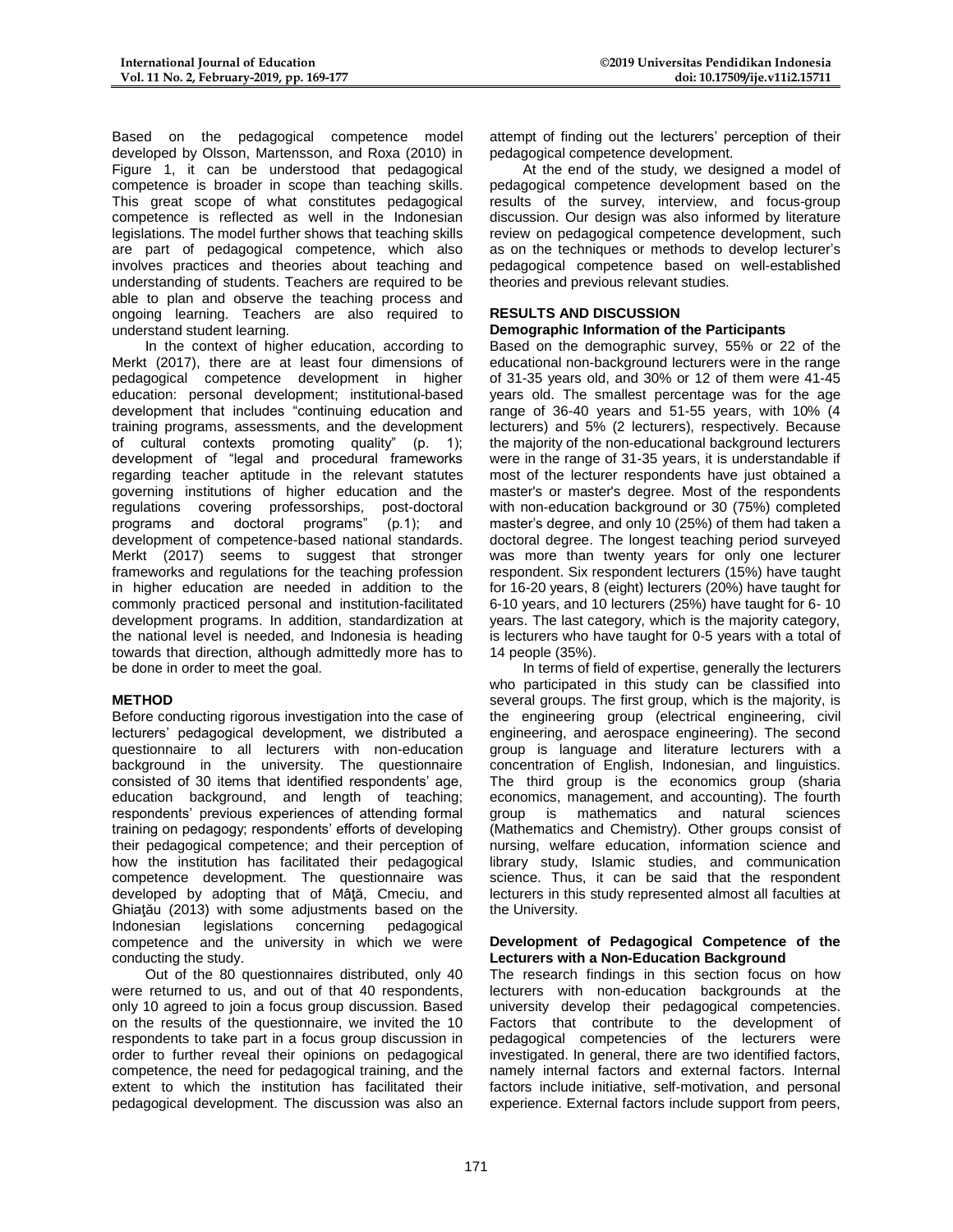Based on the pedagogical competence model developed by Olsson, Martensson, and Roxa (2010) in Figure 1, it can be understood that pedagogical competence is broader in scope than teaching skills. This great scope of what constitutes pedagogical competence is reflected as well in the Indonesian legislations. The model further shows that teaching skills are part of pedagogical competence, which also involves practices and theories about teaching and understanding of students. Teachers are required to be able to plan and observe the teaching process and ongoing learning. Teachers are also required to understand student learning.

In the context of higher education, according to Merkt (2017), there are at least four dimensions of pedagogical competence development in higher education: personal development; institutional-based development that includes "continuing education and training programs, assessments, and the development of cultural contexts promoting quality" (p. 1); development of "legal and procedural frameworks regarding teacher aptitude in the relevant statutes governing institutions of higher education and the regulations covering professorships, post-doctoral programs and doctoral programs" (p.1); and development of competence-based national standards. Merkt (2017) seems to suggest that stronger frameworks and regulations for the teaching profession in higher education are needed in addition to the commonly practiced personal and institution-facilitated development programs. In addition, standardization at the national level is needed, and Indonesia is heading towards that direction, although admittedly more has to be done in order to meet the goal.

## METHOD

Before conducting rigorous investigation into the case of lecturers' pedagogical development, we distributed a questionnaire to all lecturers with non-education background in the university. The questionnaire consisted of 30 items that identified respondents' age, education background, and length of teaching; respondents' previous experiences of attending formal training on pedagogy; respondents' efforts of developing their pedagogical competence; and their perception of how the institution has facilitated their pedagogical competence development. The questionnaire was developed by adopting that of Mâţă, Cmeciu, and Ghiaţău (2013) with some adjustments based on the Indonesian legislations concerning pedagogical competence and the university in which we were conducting the study.

Out of the 80 questionnaires distributed, only 40 were returned to us, and out of that 40 respondents, only 10 agreed to join a focus group discussion. Based on the results of the questionnaire, we invited the 10 respondents to take part in a focus group discussion in order to further reveal their opinions on pedagogical competence, the need for pedagogical training, and the extent to which the institution has facilitated their pedagogical development. The discussion was also an attempt of finding out the lecturers' perception of their pedagogical competence development.

At the end of the study, we designed a model of pedagogical competence development based on the results of the survey, interview, and focus-group discussion. Our design was also informed by literature review on pedagogical competence development, such as on the techniques or methods to develop lecturer's pedagogical competence based on well-established theories and previous relevant studies.

## RESULTS AND DISCUSSION

### Demographic Information of the Participants

Based on the demographic survey, 55% or 22 of the educational non-background lecturers were in the range of 31-35 years old, and 30% or 12 of them were 41-45 years old. The smallest percentage was for the age range of 36-40 years and 51-55 years, with 10% (4 lecturers) and 5% (2 lecturers), respectively. Because the majority of the non-educational background lecturers were in the range of 31-35 years, it is understandable if most of the lecturer respondents have just obtained a master's or master's degree. Most of the respondents with non-education background or 30 (75%) completed master's degree, and only 10 (25%) of them had taken a doctoral degree. The longest teaching period surveyed was more than twenty years for only one lecturer respondent. Six respondent lecturers (15%) have taught for 16-20 years, 8 (eight) lecturers (20%) have taught for 6-10 years, and 10 lecturers (25%) have taught for 6- 10 years. The last category, which is the majority category, is lecturers who have taught for 0-5 years with a total of 14 people (35%).

In terms of field of expertise, generally the lecturers who participated in this study can be classified into several groups. The first group, which is the majority, is the engineering group (electrical engineering, civil engineering, and aerospace engineering). The second group is language and literature lecturers with a concentration of English, Indonesian, and linguistics. The third group is the economics group (sharia economics, management, and accounting). The fourth group is mathematics and natural sciences (Mathematics and Chemistry). Other groups consist of nursing, welfare education, information science and library study, Islamic studies, and communication science. Thus, it can be said that the respondent lecturers in this study represented almost all faculties at the University.

### Development of Pedagogical Competence of the Lecturers with a Non-Education Background

The research findings in this section focus on how lecturers with non-education backgrounds at the university develop their pedagogical competencies. Factors that contribute to the development of pedagogical competencies of the lecturers were investigated. In general, there are two identified factors, namely internal factors and external factors. Internal factors include initiative, self-motivation, and personal experience. External factors include support from peers,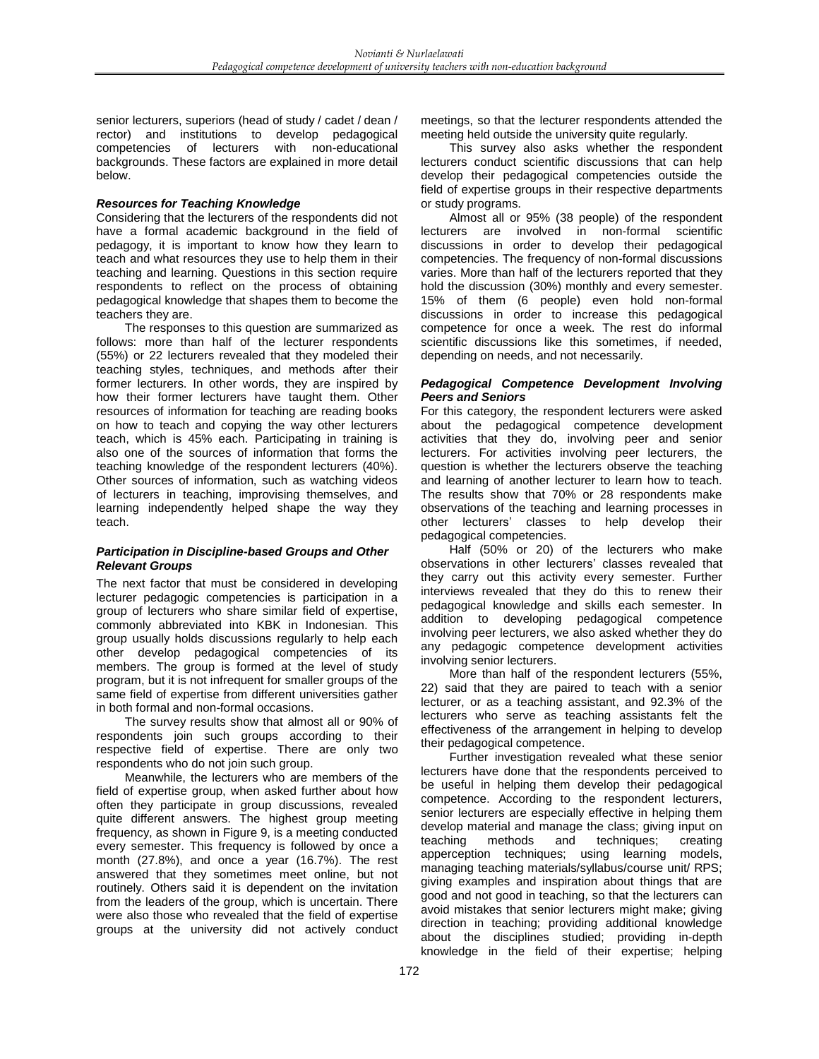senior lecturers, superiors (head of study / cadet / dean / rector) and institutions to develop pedagogical competencies of lecturers with non-educational backgrounds. These factors are explained in more detail below.

### *Resources for Teaching Knowledge*

Considering that the lecturers of the respondents did not have a formal academic background in the field of pedagogy, it is important to know how they learn to teach and what resources they use to help them in their teaching and learning. Questions in this section require respondents to reflect on the process of obtaining pedagogical knowledge that shapes them to become the teachers they are.

The responses to this question are summarized as follows: more than half of the lecturer respondents (55%) or 22 lecturers revealed that they modeled their teaching styles, techniques, and methods after their former lecturers. In other words, they are inspired by how their former lecturers have taught them. Other resources of information for teaching are reading books on how to teach and copying the way other lecturers teach, which is 45% each. Participating in training is also one of the sources of information that forms the teaching knowledge of the respondent lecturers (40%). Other sources of information, such as watching videos of lecturers in teaching, improvising themselves, and learning independently helped shape the way they teach.

### *Participation in Discipline-based Groups and Other Relevant Groups*

The next factor that must be considered in developing lecturer pedagogic competencies is participation in a group of lecturers who share similar field of expertise, commonly abbreviated into KBK in Indonesian. This group usually holds discussions regularly to help each other develop pedagogical competencies of its members. The group is formed at the level of study program, but it is not infrequent for smaller groups of the same field of expertise from different universities gather in both formal and non-formal occasions.

The survey results show that almost all or 90% of respondents join such groups according to their respective field of expertise. There are only two respondents who do not join such group.

Meanwhile, the lecturers who are members of the field of expertise group, when asked further about how often they participate in group discussions, revealed quite different answers. The highest group meeting frequency, as shown in Figure 9, is a meeting conducted every semester. This frequency is followed by once a month (27.8%), and once a year (16.7%). The rest answered that they sometimes meet online, but not routinely. Others said it is dependent on the invitation from the leaders of the group, which is uncertain. There were also those who revealed that the field of expertise groups at the university did not actively conduct meetings, so that the lecturer respondents attended the meeting held outside the university quite regularly.

This survey also asks whether the respondent lecturers conduct scientific discussions that can help develop their pedagogical competencies outside the field of expertise groups in their respective departments or study programs.

Almost all or 95% (38 people) of the respondent lecturers are involved in non-formal scientific discussions in order to develop their pedagogical competencies. The frequency of non-formal discussions varies. More than half of the lecturers reported that they hold the discussion (30%) monthly and every semester. 15% of them (6 people) even hold non-formal discussions in order to increase this pedagogical competence for once a week. The rest do informal scientific discussions like this sometimes, if needed, depending on needs, and not necessarily.

### *Pedagogical Competence Development Involving Peers and Seniors*

For this category, the respondent lecturers were asked about the pedagogical competence development activities that they do, involving peer and senior lecturers. For activities involving peer lecturers, the question is whether the lecturers observe the teaching and learning of another lecturer to learn how to teach. The results show that 70% or 28 respondents make observations of the teaching and learning processes in other lecturers' classes to help develop their pedagogical competencies.

Half (50% or 20) of the lecturers who make observations in other lecturers' classes revealed that they carry out this activity every semester. Further interviews revealed that they do this to renew their pedagogical knowledge and skills each semester. In addition to developing pedagogical competence involving peer lecturers, we also asked whether they do any pedagogic competence development activities involving senior lecturers.

More than half of the respondent lecturers (55%, 22) said that they are paired to teach with a senior lecturer, or as a teaching assistant, and 92.3% of the lecturers who serve as teaching assistants felt the effectiveness of the arrangement in helping to develop their pedagogical competence.

Further investigation revealed what these senior lecturers have done that the respondents perceived to be useful in helping them develop their pedagogical competence. According to the respondent lecturers, senior lecturers are especially effective in helping them develop material and manage the class; giving input on teaching methods and techniques; creating apperception techniques; using learning models, managing teaching materials/syllabus/course unit/ RPS; giving examples and inspiration about things that are good and not good in teaching, so that the lecturers can avoid mistakes that senior lecturers might make; giving direction in teaching; providing additional knowledge about the disciplines studied; providing in-depth knowledge in the field of their expertise; helping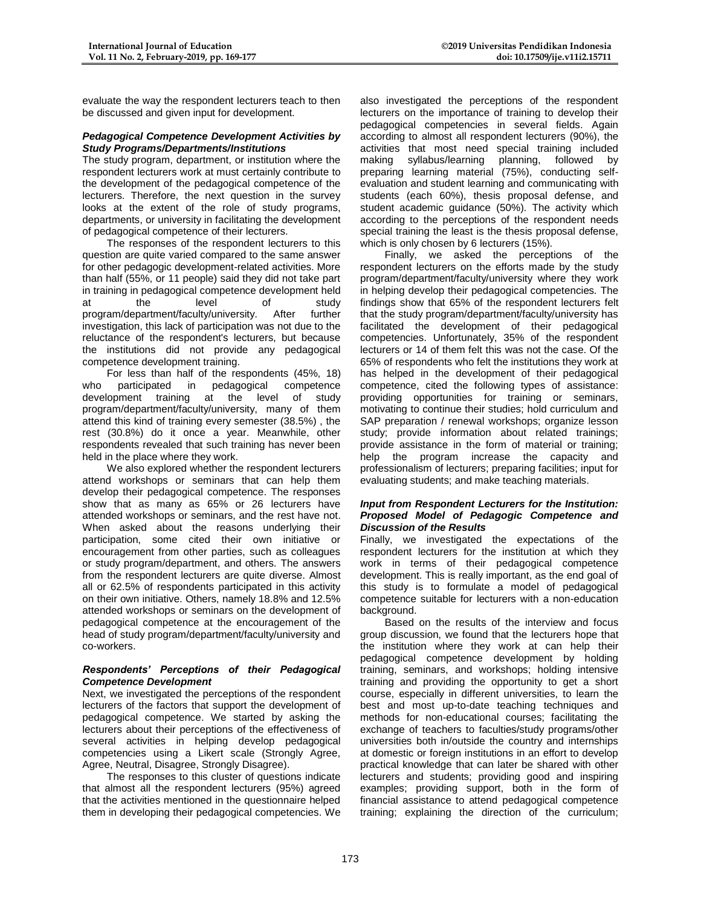evaluate the way the respondent lecturers teach to then be discussed and given input for development.

### *Pedagogical Competence Development Activities by Study Programs/Departments/Institutions*

The study program, department, or institution where the respondent lecturers work at must certainly contribute to the development of the pedagogical competence of the lecturers. Therefore, the next question in the survey looks at the extent of the role of study programs, departments, or university in facilitating the development of pedagogical competence of their lecturers.

The responses of the respondent lecturers to this question are quite varied compared to the same answer for other pedagogic development-related activities. More than half (55%, or 11 people) said they did not take part in training in pedagogical competence development held at the level of study program/department/faculty/university. After further investigation, this lack of participation was not due to the reluctance of the respondent's lecturers, but because the institutions did not provide any pedagogical competence development training.

For less than half of the respondents (45%, 18) who participated in pedagogical competence development training at the level of study program/department/faculty/university, many of them attend this kind of training every semester (38.5%) , the rest (30.8%) do it once a year. Meanwhile, other respondents revealed that such training has never been held in the place where they work.

We also explored whether the respondent lecturers attend workshops or seminars that can help them develop their pedagogical competence. The responses show that as many as 65% or 26 lecturers have attended workshops or seminars, and the rest have not. When asked about the reasons underlying their participation, some cited their own initiative or encouragement from other parties, such as colleagues or study program/department, and others. The answers from the respondent lecturers are quite diverse. Almost all or 62.5% of respondents participated in this activity on their own initiative. Others, namely 18.8% and 12.5% attended workshops or seminars on the development of pedagogical competence at the encouragement of the head of study program/department/faculty/university and co-workers.

### *Respondents' Perceptions of their Pedagogical Competence Development*

Next, we investigated the perceptions of the respondent lecturers of the factors that support the development of pedagogical competence. We started by asking the lecturers about their perceptions of the effectiveness of several activities in helping develop pedagogical competencies using a Likert scale (Strongly Agree, Agree, Neutral, Disagree, Strongly Disagree).

The responses to this cluster of questions indicate that almost all the respondent lecturers (95%) agreed that the activities mentioned in the questionnaire helped them in developing their pedagogical competencies. We also investigated the perceptions of the respondent lecturers on the importance of training to develop their pedagogical competencies in several fields. Again according to almost all respondent lecturers (90%), the activities that most need special training included making syllabus/learning planning, followed by preparing learning material (75%), conducting self-evaluation and student learning and communicating with students (each 60%), thesis proposal defense, and student academic guidance (50%). The activity which according to the perceptions of the respondent needs special training the least is the thesis proposal defense, which is only chosen by 6 lecturers (15%).

Finally, we asked the perceptions of the respondent lecturers on the efforts made by the study program/department/faculty/university where they work in helping develop their pedagogical competencies. The findings show that 65% of the respondent lecturers felt that the study program/department/faculty/university has facilitated the development of their pedagogical competencies. Unfortunately, 35% of the respondent lecturers or 14 of them felt this was not the case. Of the 65% of respondents who felt the institutions they work at has helped in the development of their pedagogical competence, cited the following types of assistance: providing opportunities for training or seminars, motivating to continue their studies; hold curriculum and SAP preparation / renewal workshops; organize lesson study; provide information about related trainings; provide assistance in the form of material or training; help the program increase the capacity and professionalism of lecturers; preparing facilities; input for evaluating students; and make teaching materials.

### *Input from Respondent Lecturers for the Institution: Proposed Model of Pedagogic Competence and Discussion of the Results*

Finally, we investigated the expectations of the respondent lecturers for the institution at which they work in terms of their pedagogical competence development. This is really important, as the end goal of this study is to formulate a model of pedagogical competence suitable for lecturers with a non-education background.

Based on the results of the interview and focus group discussion, we found that the lecturers hope that the institution where they work at can help their pedagogical competence development by holding training, seminars, and workshops; holding intensive training and providing the opportunity to get a short course, especially in different universities, to learn the best and most up-to-date teaching techniques and methods for non-educational courses; facilitating the exchange of teachers to faculties/study programs/other universities both in/outside the country and internships at domestic or foreign institutions in an effort to develop practical knowledge that can later be shared with other lecturers and students; providing good and inspiring examples; providing support, both in the form of financial assistance to attend pedagogical competence training; explaining the direction of the curriculum;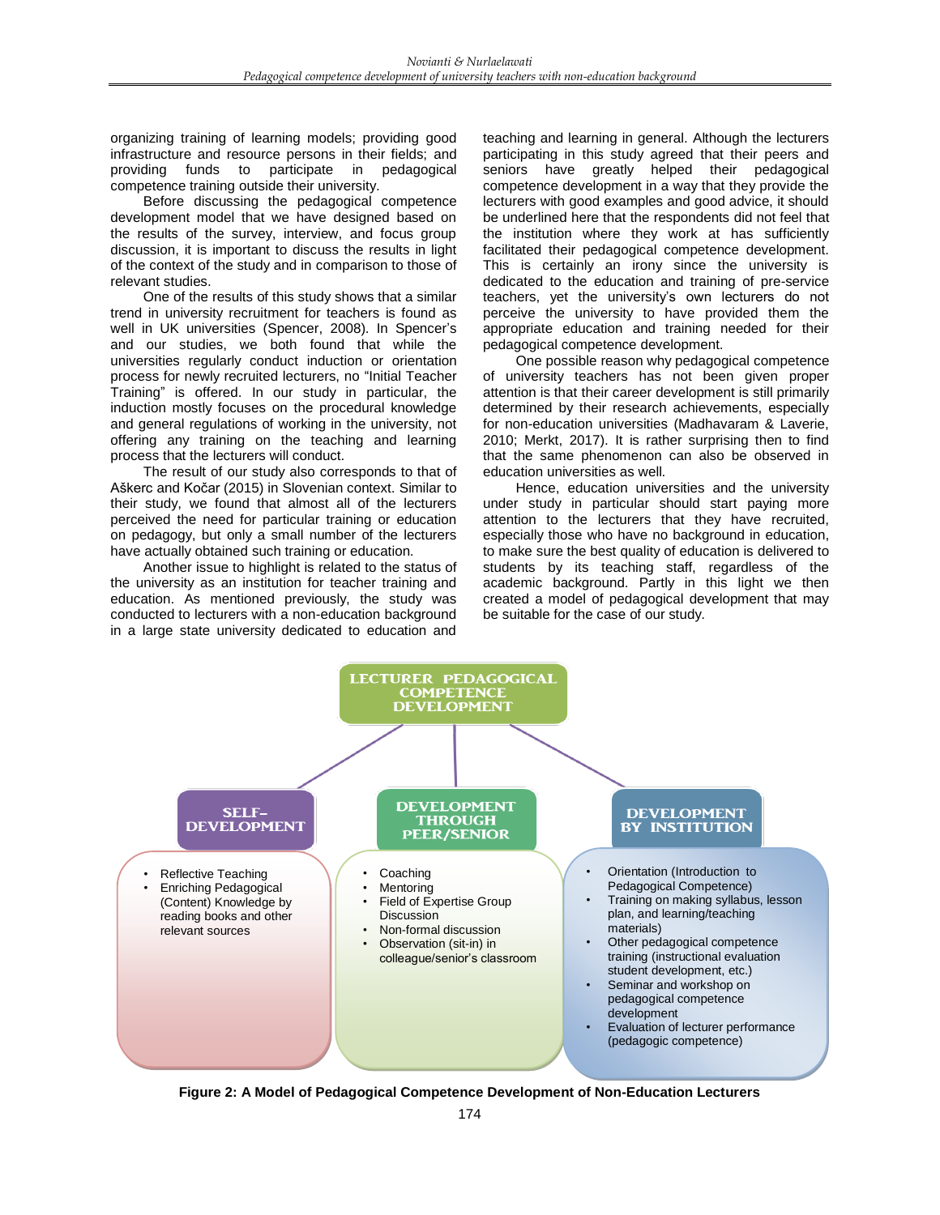organizing training of learning models; providing good infrastructure and resource persons in their fields; and providing funds to participate in pedagogical competence training outside their university.

Before discussing the pedagogical competence development model that we have designed based on the results of the survey, interview, and focus group discussion, it is important to discuss the results in light of the context of the study and in comparison to those of relevant studies.

One of the results of this study shows that a similar trend in university recruitment for teachers is found as well in UK universities (Spencer, 2008). In Spencer's and our studies, we both found that while the universities regularly conduct induction or orientation process for newly recruited lecturers, no "Initial Teacher Training" is offered. In our study in particular, the induction mostly focuses on the procedural knowledge and general regulations of working in the university, not offering any training on the teaching and learning process that the lecturers will conduct.

The result of our study also corresponds to that of Aškerc and Kočar (2015) in Slovenian context. Similar to their study, we found that almost all of the lecturers perceived the need for particular training or education on pedagogy, but only a small number of the lecturers have actually obtained such training or education.

Another issue to highlight is related to the status of the university as an institution for teacher training and education. As mentioned previously, the study was conducted to lecturers with a non-education background in a large state university dedicated to education and teaching and learning in general. Although the lecturers participating in this study agreed that their peers and seniors have greatly helped their pedagogical competence development in a way that they provide the lecturers with good examples and good advice, it should be underlined here that the respondents did not feel that the institution where they work at has sufficiently facilitated their pedagogical competence development. This is certainly an irony since the university is dedicated to the education and training of pre-service teachers, yet the university's own lecturers do not perceive the university to have provided them the appropriate education and training needed for their pedagogical competence development.

One possible reason why pedagogical competence of university teachers has not been given proper attention is that their career development is still primarily determined by their research achievements, especially for non-education universities (Madhavaram & Laverie, 2010; Merkt, 2017). It is rather surprising then to find that the same phenomenon can also be observed in education universities as well.

Hence, education universities and the university under study in particular should start paying more attention to the lecturers that they have recruited, especially those who have no background in education, to make sure the best quality of education is delivered to students by its teaching staff, regardless of the academic background. Partly in this light we then created a model of pedagogical development that may be suitable for the case of our study.

**LECTURER PEDAGOGICAL COMPETENCE DEVELOPMENT**

**SELF-DEVELOPMENT**
- Reflective Teaching
- Enriching Pedagogical (Content) Knowledge by reading books and other relevant sources

**DEVELOPMENT THROUGH PEER/SENIOR**
- Coaching
- Mentoring
- Field of Expertise Group Discussion
- Non-formal discussion
- Observation (sit-in) in colleague/senior's classroom

**DEVELOPMENT BY INSTITUTION**
- Orientation (Introduction to Pedagogical Competence)
- Training on making syllabus, lesson plan, and learning/teaching materials)
- Other pedagogical competence training (instructional evaluation student development, etc.)
- Seminar and workshop on pedagogical competence development
- Evaluation of lecturer performance (pedagogic competence)

**Figure 2: A Model of Pedagogical Competence Development of Non-Education Lecturers**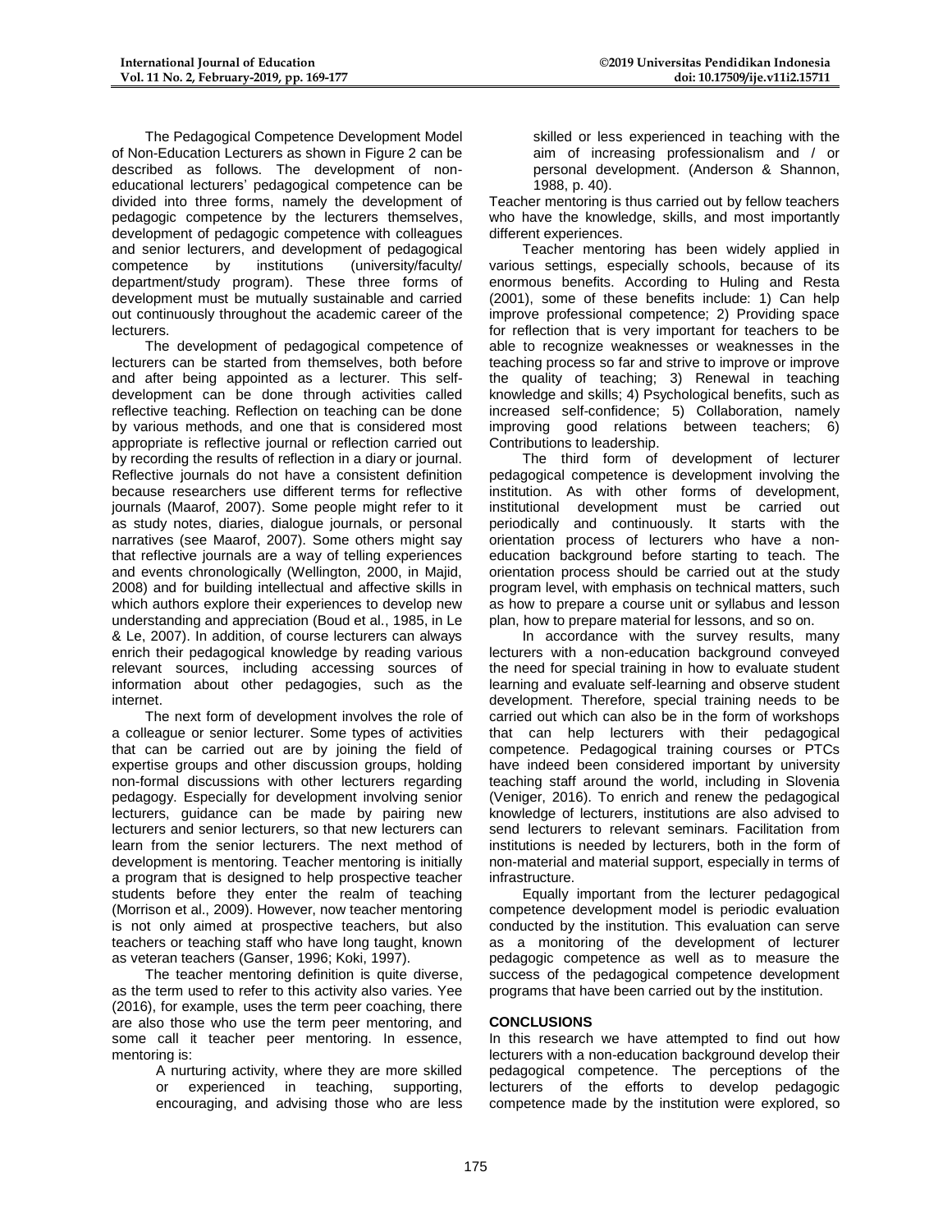The Pedagogical Competence Development Model of Non-Education Lecturers as shown in Figure 2 can be described as follows. The development of non-educational lecturers' pedagogical competence can be divided into three forms, namely the development of pedagogic competence by the lecturers themselves, development of pedagogic competence with colleagues and senior lecturers, and development of pedagogical competence by institutions (university/faculty/department/study program). These three forms of development must be mutually sustainable and carried out continuously throughout the academic career of the lecturers.

The development of pedagogical competence of lecturers can be started from themselves, both before and after being appointed as a lecturer. This self-development can be done through activities called reflective teaching. Reflection on teaching can be done by various methods, and one that is considered most appropriate is reflective journal or reflection carried out by recording the results of reflection in a diary or journal. Reflective journals do not have a consistent definition because researchers use different terms for reflective journals (Maarof, 2007). Some people might refer to it as study notes, diaries, dialogue journals, or personal narratives (see Maarof, 2007). Some others might say that reflective journals are a way of telling experiences and events chronologically (Wellington, 2000, in Majid, 2008) and for building intellectual and affective skills in which authors explore their experiences to develop new understanding and appreciation (Boud et al., 1985, in Le & Le, 2007). In addition, of course lecturers can always enrich their pedagogical knowledge by reading various relevant sources, including accessing sources of information about other pedagogies, such as the internet.

The next form of development involves the role of a colleague or senior lecturer. Some types of activities that can be carried out are by joining the field of expertise groups and other discussion groups, holding non-formal discussions with other lecturers regarding pedagogy. Especially for development involving senior lecturers, guidance can be made by pairing new lecturers and senior lecturers, so that new lecturers can learn from the senior lecturers. The next method of development is mentoring. Teacher mentoring is initially a program that is designed to help prospective teacher students before they enter the realm of teaching (Morrison et al., 2009). However, now teacher mentoring is not only aimed at prospective teachers, but also teachers or teaching staff who have long taught, known as veteran teachers (Ganser, 1996; Koki, 1997).

The teacher mentoring definition is quite diverse, as the term used to refer to this activity also varies. Yee (2016), for example, uses the term peer coaching, there are also those who use the term peer mentoring, and some call it teacher peer mentoring. In essence, mentoring is:

> A nurturing activity, where they are more skilled or experienced in teaching, supporting, encouraging, and advising those who are less skilled or less experienced in teaching with the aim of increasing professionalism and / or personal development. (Anderson & Shannon, 1988, p. 40).

Teacher mentoring is thus carried out by fellow teachers who have the knowledge, skills, and most importantly different experiences.

Teacher mentoring has been widely applied in various settings, especially schools, because of its enormous benefits. According to Huling and Resta (2001), some of these benefits include: 1) Can help improve professional competence; 2) Providing space for reflection that is very important for teachers to be able to recognize weaknesses or weaknesses in the teaching process so far and strive to improve or improve the quality of teaching; 3) Renewal in teaching knowledge and skills; 4) Psychological benefits, such as increased self-confidence; 5) Collaboration, namely improving good relations between teachers; 6) Contributions to leadership.

The third form of development of lecturer pedagogical competence is development involving the institution. As with other forms of development, institutional development must be carried out periodically and continuously. It starts with the orientation process of lecturers who have a non-education background before starting to teach. The orientation process should be carried out at the study program level, with emphasis on technical matters, such as how to prepare a course unit or syllabus and lesson plan, how to prepare material for lessons, and so on.

In accordance with the survey results, many lecturers with a non-education background conveyed the need for special training in how to evaluate student learning and evaluate self-learning and observe student development. Therefore, special training needs to be carried out which can also be in the form of workshops that can help lecturers with their pedagogical competence. Pedagogical training courses or PTCs have indeed been considered important by university teaching staff around the world, including in Slovenia (Veniger, 2016). To enrich and renew the pedagogical knowledge of lecturers, institutions are also advised to send lecturers to relevant seminars. Facilitation from institutions is needed by lecturers, both in the form of non-material and material support, especially in terms of infrastructure.

Equally important from the lecturer pedagogical competence development model is periodic evaluation conducted by the institution. This evaluation can serve as a monitoring of the development of lecturer pedagogic competence as well as to measure the success of the pedagogical competence development programs that have been carried out by the institution.

## CONCLUSIONS

In this research we have attempted to find out how lecturers with a non-education background develop their pedagogical competence. The perceptions of the lecturers of the efforts to develop pedagogic competence made by the institution were explored, so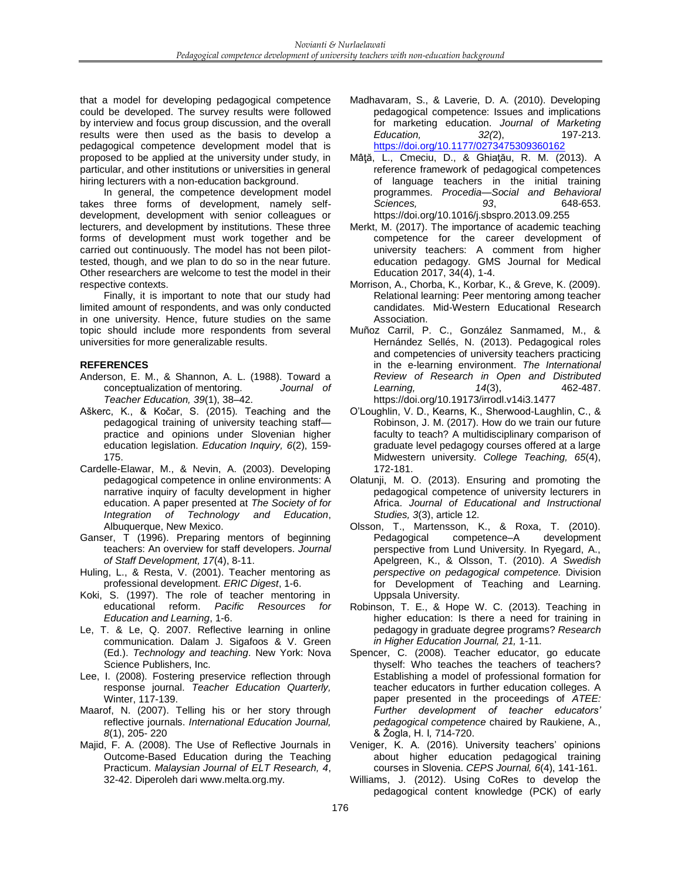that a model for developing pedagogical competence could be developed. The survey results were followed by interview and focus group discussion, and the overall results were then used as the basis to develop a pedagogical competence development model that is proposed to be applied at the university under study, in particular, and other institutions or universities in general hiring lecturers with a non-education background.

In general, the competence development model takes three forms of development, namely self-development, development with senior colleagues or lecturers, and development by institutions. These three forms of development must work together and be carried out continuously. The model has not been pilot-tested, though, and we plan to do so in the near future. Other researchers are welcome to test the model in their respective contexts.

Finally, it is important to note that our study had limited amount of respondents, and was only conducted in one university. Hence, future studies on the same topic should include more respondents from several universities for more generalizable results.

## REFERENCES

Anderson, E. M., & Shannon, A. L. (1988). Toward a conceptualization of mentoring. *Journal of Teacher Education, 39*(1), 38–42.

Aškerc, K., & Kočar, S. (2015). Teaching and the pedagogical training of university teaching staff—practice and opinions under Slovenian higher education legislation. *Education Inquiry, 6*(2), 159-175.

Cardelle-Elawar, M., & Nevin, A. (2003). Developing pedagogical competence in online environments: A narrative inquiry of faculty development in higher education. A paper presented at *The Society of for Integration of Technology and Education*, Albuquerque, New Mexico.

Ganser, T (1996). Preparing mentors of beginning teachers: An overview for staff developers. *Journal of Staff Development, 17*(4), 8-11.

Huling, L., & Resta, V. (2001). Teacher mentoring as professional development. *ERIC Digest*, 1-6.

Koki, S. (1997). The role of teacher mentoring in educational reform. *Pacific Resources for Education and Learning*, 1-6.

Le, T. & Le, Q. 2007. Reflective learning in online communication. Dalam J. Sigafoos & V. Green (Ed.). *Technology and teaching*. New York: Nova Science Publishers, Inc.

Lee, I. (2008). Fostering preservice reflection through response journal. *Teacher Education Quarterly,* Winter, 117-139.

Maarof, N. (2007). Telling his or her story through reflective journals. *International Education Journal, 8*(1), 205- 220

Majid, F. A. (2008). The Use of Reflective Journals in Outcome-Based Education during the Teaching Practicum. *Malaysian Journal of ELT Research, 4*, 32-42. Diperoleh dari www.melta.org.my.

Madhavaram, S., & Laverie, D. A. (2010). Developing pedagogical competence: Issues and implications for marketing education. *Journal of Marketing Education, 32(*2), 197-213. https://doi.org/10.1177/0273475309360162

Mâţă, L., Cmeciu, D., & Ghiaţău, R. M. (2013). A reference framework of pedagogical competences of language teachers in the initial training programmes. *Procedia—Social and Behavioral Sciences, 93*, 648-653. https://doi.org/10.1016/j.sbspro.2013.09.255

Merkt, M. (2017). The importance of academic teaching competence for the career development of university teachers: A comment from higher education pedagogy. GMS Journal for Medical Education 2017, 34(4), 1-4.

Morrison, A., Chorba, K., Korbar, K., & Greve, K. (2009). Relational learning: Peer mentoring among teacher candidates. Mid-Western Educational Research Association.

Muñoz Carril, P. C., González Sanmamed, M., & Hernández Sellés, N. (2013). Pedagogical roles and competencies of university teachers practicing in the e-learning environment. *The International Review of Research in Open and Distributed Learning, 14*(3), 462-487. https://doi.org/10.19173/irrodl.v14i3.1477

O'Loughlin, V. D., Kearns, K., Sherwood-Laughlin, C., & Robinson, J. M. (2017). How do we train our future faculty to teach? A multidisciplinary comparison of graduate level pedagogy courses offered at a large Midwestern university. *College Teaching, 65*(4), 172-181.

Olatunji, M. O. (2013). Ensuring and promoting the pedagogical competence of university lecturers in Africa. *Journal of Educational and Instructional Studies, 3*(3), article 12.

Olsson, T., Martensson, K., & Roxa, T. (2010). Pedagogical competence–A development perspective from Lund University. In Ryegard, A., Apelgreen, K., & Olsson, T. (2010). *A Swedish perspective on pedagogical competence.* Division for Development of Teaching and Learning. Uppsala University.

Robinson, T. E., & Hope W. C. (2013). Teaching in higher education: Is there a need for training in pedagogy in graduate degree programs? *Research in Higher Education Journal, 21,* 1-11.

Spencer, C. (2008). Teacher educator, go educate thyself: Who teaches the teachers of teachers? Establishing a model of professional formation for teacher educators in further education colleges. A paper presented in the proceedings of *ATEE: Further development of teacher educators' pedagogical competence* chaired by Raukiene, A., & Žogla, H. I, 714-720.

Veniger, K. A. (2016). University teachers' opinions about higher education pedagogical training courses in Slovenia. *CEPS Journal, 6*(4), 141-161.

Williams, J. (2012). Using CoRes to develop the pedagogical content knowledge (PCK) of early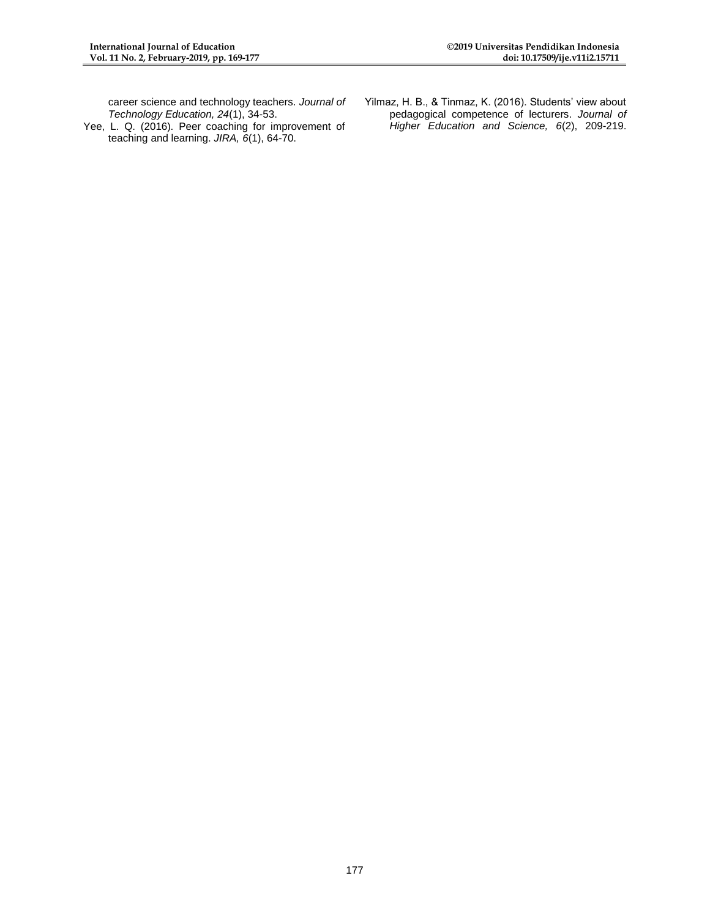career science and technology teachers. *Journal of Technology Education, 24*(1), 34-53.

Yee, L. Q. (2016). Peer coaching for improvement of teaching and learning. *JIRA, 6*(1), 64-70.

Yilmaz, H. B., & Tinmaz, K. (2016). Students' view about pedagogical competence of lecturers. *Journal of Higher Education and Science, 6*(2), 209-219.